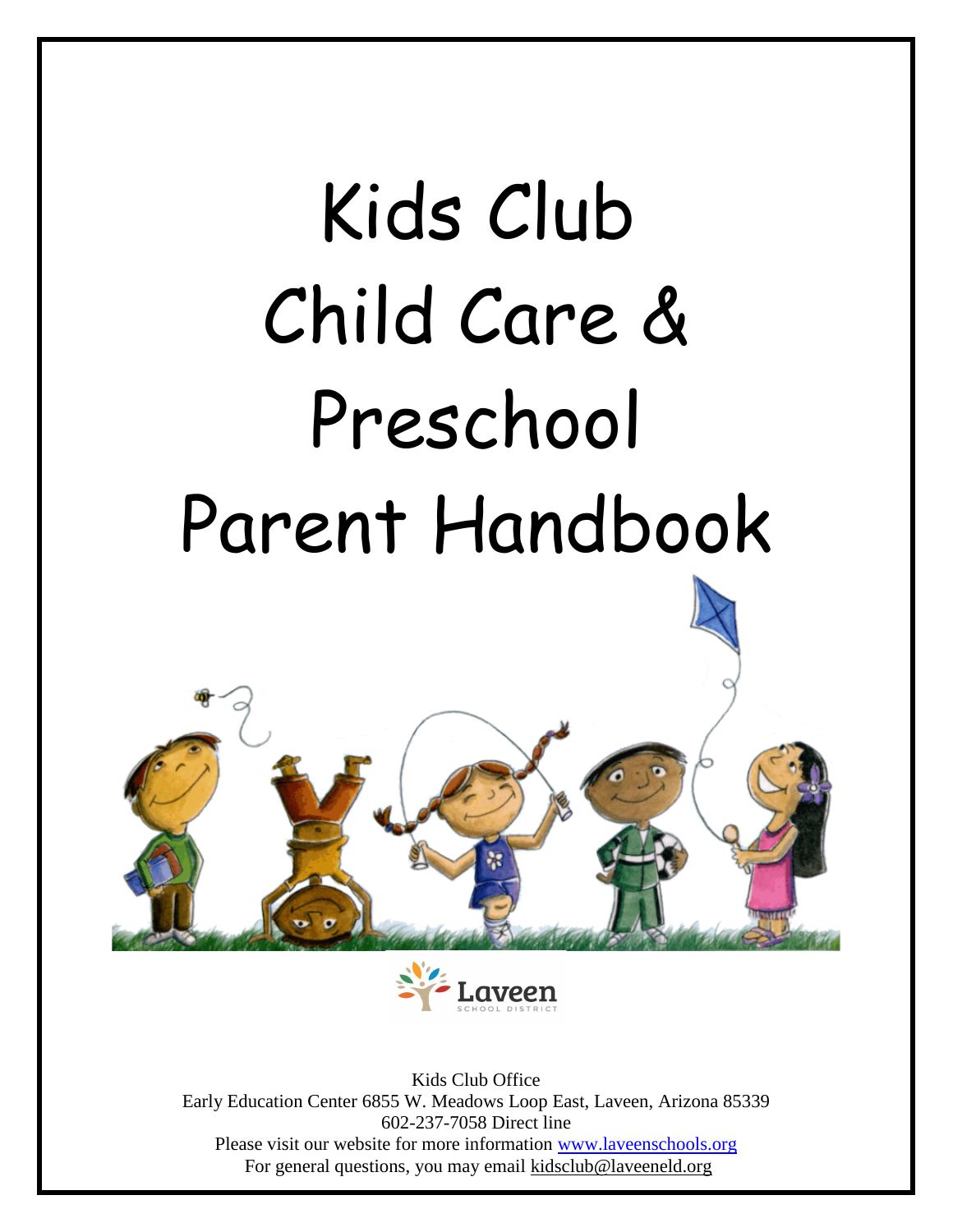# Kids Club Child Care & Preschool Parent Handbook

Laveen School District

Kids Club Office
Early Education Center 6855 W. Meadows Loop East, Laveen, Arizona 85339
602-237-7058 Direct line
Please visit our website for more information www.laveenschools.org
For general questions, you may email kidsclub@laveeneld.org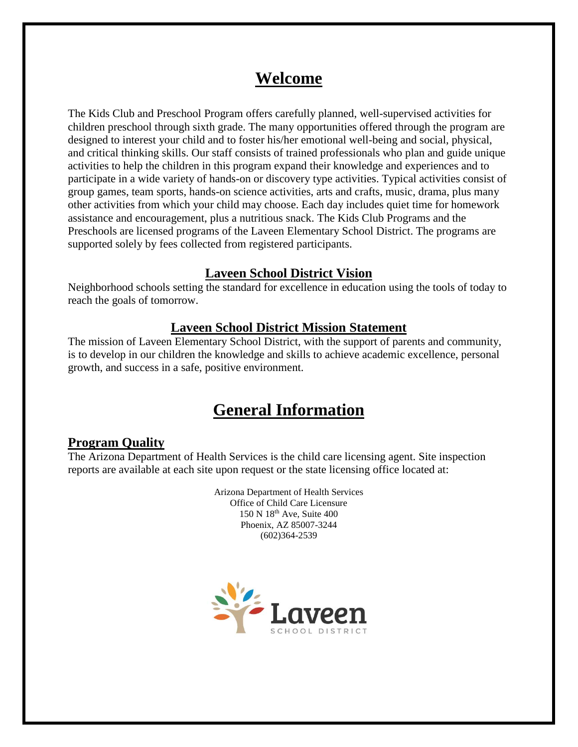# Welcome

The Kids Club and Preschool Program offers carefully planned, well-supervised activities for children preschool through sixth grade. The many opportunities offered through the program are designed to interest your child and to foster his/her emotional well-being and social, physical, and critical thinking skills. Our staff consists of trained professionals who plan and guide unique activities to help the children in this program expand their knowledge and experiences and to participate in a wide variety of hands-on or discovery type activities. Typical activities consist of group games, team sports, hands-on science activities, arts and crafts, music, drama, plus many other activities from which your child may choose. Each day includes quiet time for homework assistance and encouragement, plus a nutritious snack. The Kids Club Programs and the Preschools are licensed programs of the Laveen Elementary School District. The programs are supported solely by fees collected from registered participants.

## Laveen School District Vision

Neighborhood schools setting the standard for excellence in education using the tools of today to reach the goals of tomorrow.

## Laveen School District Mission Statement

The mission of Laveen Elementary School District, with the support of parents and community, is to develop in our children the knowledge and skills to achieve academic excellence, personal growth, and success in a safe, positive environment.

# General Information

## Program Quality

The Arizona Department of Health Services is the child care licensing agent. Site inspection reports are available at each site upon request or the state licensing office located at:

Arizona Department of Health Services
Office of Child Care Licensure
150 N 18th Ave, Suite 400
Phoenix, AZ 85007-3244
(602)364-2539

Laveen
SCHOOL DISTRICT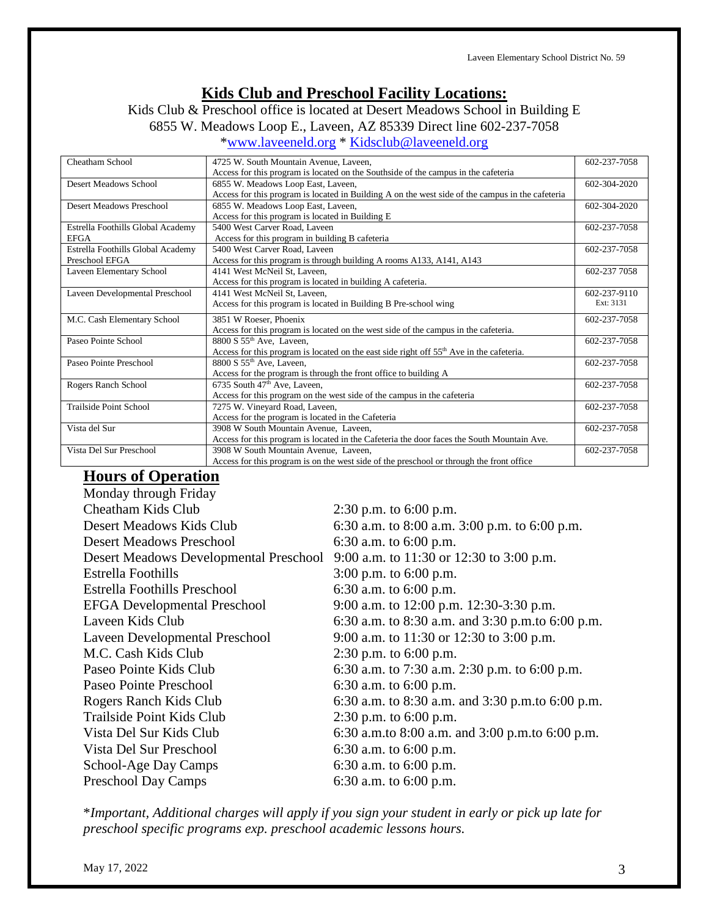## Kids Club and Preschool Facility Locations:

Kids Club & Preschool office is located at Desert Meadows School in Building E
6855 W. Meadows Loop E., Laveen, AZ 85339 Direct line 602-237-7058
*www.laveeneld.org * Kidsclub@laveeneld.org

| Location | Address / Access | Phone |
|---|---|---|
| Cheatham School | 4725 W. South Mountain Avenue, Laveen, Access for this program is located on the Southside of the campus in the cafeteria | 602-237-7058 |
| Desert Meadows School | 6855 W. Meadows Loop East, Laveen, Access for this program is located in Building A on the west side of the campus in the cafeteria | 602-304-2020 |
| Desert Meadows Preschool | 6855 W. Meadows Loop East, Laveen, Access for this program is located in Building E | 602-304-2020 |
| Estrella Foothills Global Academy EFGA | 5400 West Carver Road, Laveen Access for this program in building B cafeteria | 602-237-7058 |
| Estrella Foothills Global Academy Preschool EFGA | 5400 West Carver Road, Laveen Access for this program is through building A rooms A133, A141, A143 | 602-237-7058 |
| Laveen Elementary School | 4141 West McNeil St, Laveen, Access for this program is located in building A cafeteria. | 602-237 7058 |
| Laveen Developmental Preschool | 4141 West McNeil St, Laveen, Access for this program is located in Building B Pre-school wing | 602-237-9110 Ext: 3131 |
| M.C. Cash Elementary School | 3851 W Roeser, Phoenix Access for this program is located on the west side of the campus in the cafeteria. | 602-237-7058 |
| Paseo Pointe School | 8800 S 55th Ave, Laveen, Access for this program is located on the east side right off 55th Ave in the cafeteria. | 602-237-7058 |
| Paseo Pointe Preschool | 8800 S 55th Ave, Laveen, Access for the program is through the front office to building A | 602-237-7058 |
| Rogers Ranch School | 6735 South 47th Ave, Laveen, Access for this program on the west side of the campus in the cafeteria | 602-237-7058 |
| Trailside Point School | 7275 W. Vineyard Road, Laveen, Access for the program is located in the Cafeteria | 602-237-7058 |
| Vista del Sur | 3908 W South Mountain Avenue, Laveen, Access for this program is located in the Cafeteria the door faces the South Mountain Ave. | 602-237-7058 |
| Vista Del Sur Preschool | 3908 W South Mountain Avenue, Laveen, Access for this program is on the west side of the preschool or through the front office | 602-237-7058 |

## Hours of Operation

Monday through Friday

| Program | Hours |
|---|---|
| Cheatham Kids Club | 2:30 p.m. to 6:00 p.m. |
| Desert Meadows Kids Club | 6:30 a.m. to 8:00 a.m. 3:00 p.m. to 6:00 p.m. |
| Desert Meadows Preschool | 6:30 a.m. to 6:00 p.m. |
| Desert Meadows Developmental Preschool | 9:00 a.m. to 11:30 or 12:30 to 3:00 p.m. |
| Estrella Foothills | 3:00 p.m. to 6:00 p.m. |
| Estrella Foothills Preschool | 6:30 a.m. to 6:00 p.m. |
| EFGA Developmental Preschool | 9:00 a.m. to 12:00 p.m. 12:30-3:30 p.m. |
| Laveen Kids Club | 6:30 a.m. to 8:30 a.m. and 3:30 p.m.to 6:00 p.m. |
| Laveen Developmental Preschool | 9:00 a.m. to 11:30 or 12:30 to 3:00 p.m. |
| M.C. Cash Kids Club | 2:30 p.m. to 6:00 p.m. |
| Paseo Pointe Kids Club | 6:30 a.m. to 7:30 a.m. 2:30 p.m. to 6:00 p.m. |
| Paseo Pointe Preschool | 6:30 a.m. to 6:00 p.m. |
| Rogers Ranch Kids Club | 6:30 a.m. to 8:30 a.m. and 3:30 p.m.to 6:00 p.m. |
| Trailside Point Kids Club | 2:30 p.m. to 6:00 p.m. |
| Vista Del Sur Kids Club | 6:30 a.m.to 8:00 a.m. and 3:00 p.m.to 6:00 p.m. |
| Vista Del Sur Preschool | 6:30 a.m. to 6:00 p.m. |
| School-Age Day Camps | 6:30 a.m. to 6:00 p.m. |
| Preschool Day Camps | 6:30 a.m. to 6:00 p.m. |

**Important*, *Additional charges will apply if you sign your student in early or pick up late for preschool specific programs exp. preschool academic lessons hours.*

May 17, 2022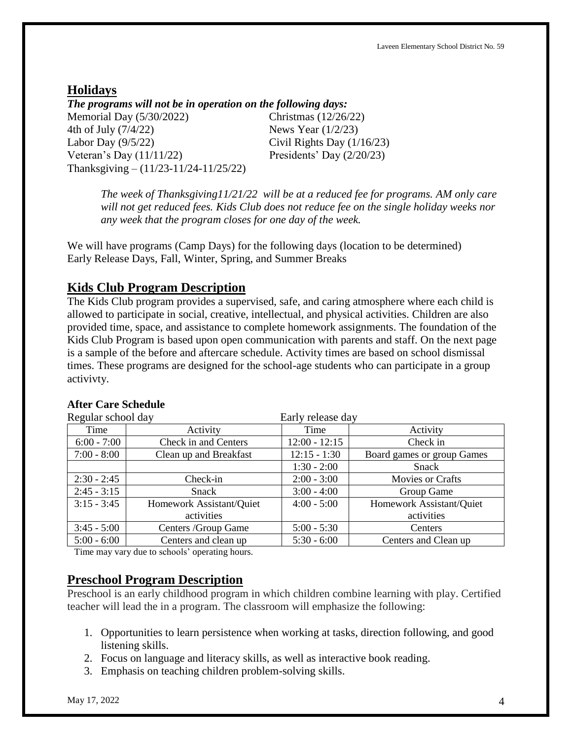## Holidays

***The programs will not be in operation on the following days:***

Memorial Day (5/30/2022)
4th of July (7/4/22)
Labor Day (9/5/22)
Veteran's Day (11/11/22)
Thanksgiving – (11/23-11/24-11/25/22)
Christmas (12/26/22)
News Year (1/2/23)
Civil Rights Day (1/16/23)
Presidents' Day (2/20/23)

*The week of Thanksgiving11/21/22 will be at a reduced fee for programs. AM only care will not get reduced fees. Kids Club does not reduce fee on the single holiday weeks nor any week that the program closes for one day of the week.*

We will have programs (Camp Days) for the following days (location to be determined)
Early Release Days, Fall, Winter, Spring, and Summer Breaks

## Kids Club Program Description

The Kids Club program provides a supervised, safe, and caring atmosphere where each child is allowed to participate in social, creative, intellectual, and physical activities. Children are also provided time, space, and assistance to complete homework assignments. The foundation of the Kids Club Program is based upon open communication with parents and staff. On the next page is a sample of the before and aftercare schedule. Activity times are based on school dismissal times. These programs are designed for the school-age students who can participate in a group activivty.

### After Care Schedule

| Regular school day | | Early release day | |
|---|---|---|---|
| Time | Activity | Time | Activity |
| 6:00 - 7:00 | Check in and Centers | 12:00 - 12:15 | Check in |
| 7:00 - 8:00 | Clean up and Breakfast | 12:15 - 1:30 | Board games or group Games |
| | | 1:30 - 2:00 | Snack |
| 2:30 - 2:45 | Check-in | 2:00 - 3:00 | Movies or Crafts |
| 2:45 - 3:15 | Snack | 3:00 - 4:00 | Group Game |
| 3:15 - 3:45 | Homework Assistant/Quiet activities | 4:00 - 5:00 | Homework Assistant/Quiet activities |
| 3:45 - 5:00 | Centers /Group Game | 5:00 - 5:30 | Centers |
| 5:00 - 6:00 | Centers and clean up | 5:30 - 6:00 | Centers and Clean up |

Time may vary due to schools' operating hours.

## Preschool Program Description

Preschool is an early childhood program in which children combine learning with play. Certified teacher will lead the in a program. The classroom will emphasize the following:

1. Opportunities to learn persistence when working at tasks, direction following, and good listening skills.
2. Focus on language and literacy skills, as well as interactive book reading.
3. Emphasis on teaching children problem-solving skills.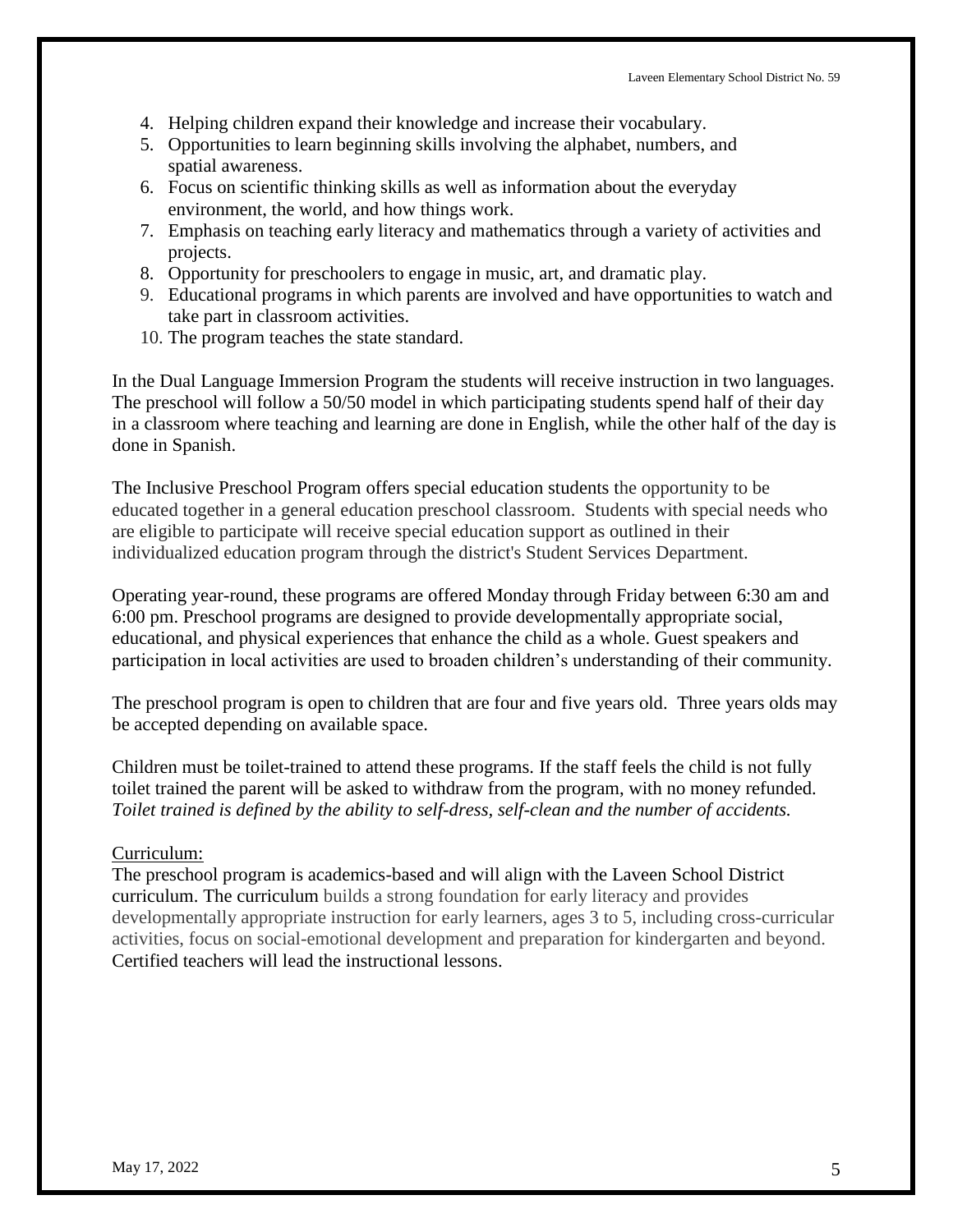4. Helping children expand their knowledge and increase their vocabulary.
5. Opportunities to learn beginning skills involving the alphabet, numbers, and spatial awareness.
6. Focus on scientific thinking skills as well as information about the everyday environment, the world, and how things work.
7. Emphasis on teaching early literacy and mathematics through a variety of activities and projects.
8. Opportunity for preschoolers to engage in music, art, and dramatic play.
9. Educational programs in which parents are involved and have opportunities to watch and take part in classroom activities.
10. The program teaches the state standard.

In the Dual Language Immersion Program the students will receive instruction in two languages. The preschool will follow a 50/50 model in which participating students spend half of their day in a classroom where teaching and learning are done in English, while the other half of the day is done in Spanish.

The Inclusive Preschool Program offers special education students the opportunity to be educated together in a general education preschool classroom. Students with special needs who are eligible to participate will receive special education support as outlined in their individualized education program through the district's Student Services Department.

Operating year-round, these programs are offered Monday through Friday between 6:30 am and 6:00 pm. Preschool programs are designed to provide developmentally appropriate social, educational, and physical experiences that enhance the child as a whole. Guest speakers and participation in local activities are used to broaden children's understanding of their community.

The preschool program is open to children that are four and five years old. Three years olds may be accepted depending on available space.

Children must be toilet-trained to attend these programs. If the staff feels the child is not fully toilet trained the parent will be asked to withdraw from the program, with no money refunded. *Toilet trained is defined by the ability to self-dress, self-clean and the number of accidents.*

Curriculum:

The preschool program is academics-based and will align with the Laveen School District curriculum. The curriculum builds a strong foundation for early literacy and provides developmentally appropriate instruction for early learners, ages 3 to 5, including cross-curricular activities, focus on social-emotional development and preparation for kindergarten and beyond. Certified teachers will lead the instructional lessons.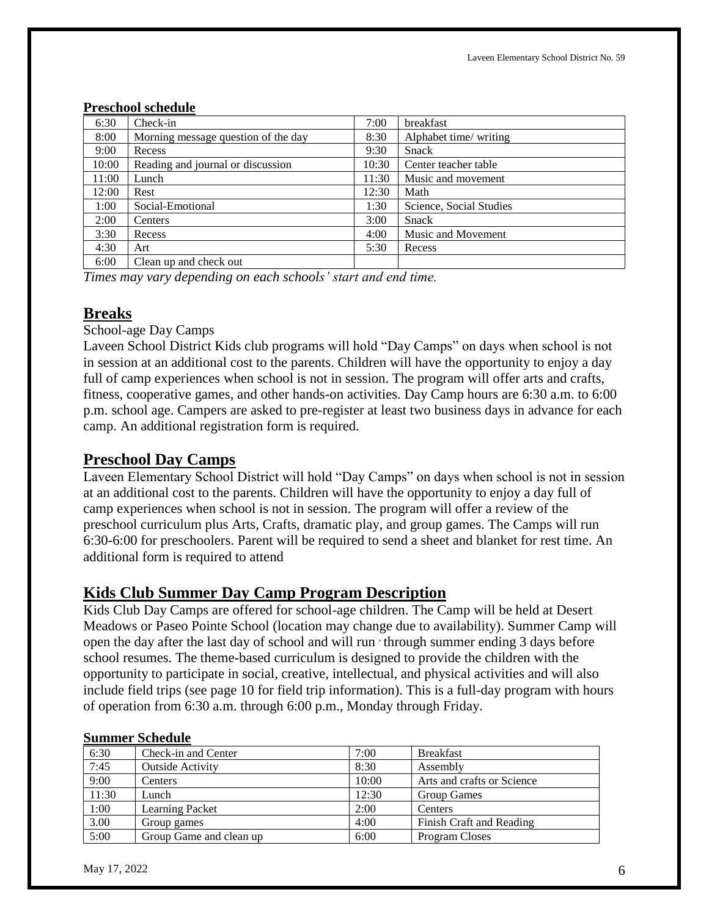**Preschool schedule**

| | | | |
|---|---|---|---|
| 6:30 | Check-in | 7:00 | breakfast |
| 8:00 | Morning message question of the day | 8:30 | Alphabet time/ writing |
| 9:00 | Recess | 9:30 | Snack |
| 10:00 | Reading and journal or discussion | 10:30 | Center teacher table |
| 11:00 | Lunch | 11:30 | Music and movement |
| 12:00 | Rest | 12:30 | Math |
| 1:00 | Social-Emotional | 1:30 | Science, Social Studies |
| 2:00 | Centers | 3:00 | Snack |
| 3:30 | Recess | 4:00 | Music and Movement |
| 4:30 | Art | 5:30 | Recess |
| 6:00 | Clean up and check out | | |

*Times may vary depending on each schools' start and end time.*

## Breaks

School-age Day Camps

Laveen School District Kids club programs will hold "Day Camps" on days when school is not in session at an additional cost to the parents. Children will have the opportunity to enjoy a day full of camp experiences when school is not in session. The program will offer arts and crafts, fitness, cooperative games, and other hands-on activities. Day Camp hours are 6:30 a.m. to 6:00 p.m. school age. Campers are asked to pre-register at least two business days in advance for each camp. An additional registration form is required.

## Preschool Day Camps

Laveen Elementary School District will hold "Day Camps" on days when school is not in session at an additional cost to the parents. Children will have the opportunity to enjoy a day full of camp experiences when school is not in session. The program will offer a review of the preschool curriculum plus Arts, Crafts, dramatic play, and group games. The Camps will run 6:30-6:00 for preschoolers. Parent will be required to send a sheet and blanket for rest time. An additional form is required to attend

## Kids Club Summer Day Camp Program Description

Kids Club Day Camps are offered for school-age children. The Camp will be held at Desert Meadows or Paseo Pointe School (location may change due to availability). Summer Camp will open the day after the last day of school and will run through summer ending 3 days before school resumes. The theme-based curriculum is designed to provide the children with the opportunity to participate in social, creative, intellectual, and physical activities and will also include field trips (see page 10 for field trip information). This is a full-day program with hours of operation from 6:30 a.m. through 6:00 p.m., Monday through Friday.

**Summer Schedule**

| | | | |
|---|---|---|---|
| 6:30 | Check-in and Center | 7:00 | Breakfast |
| 7:45 | Outside Activity | 8:30 | Assembly |
| 9:00 | Centers | 10:00 | Arts and crafts or Science |
| 11:30 | Lunch | 12:30 | Group Games |
| 1:00 | Learning Packet | 2:00 | Centers |
| 3.00 | Group games | 4:00 | Finish Craft and Reading |
| 5:00 | Group Game and clean up | 6:00 | Program Closes |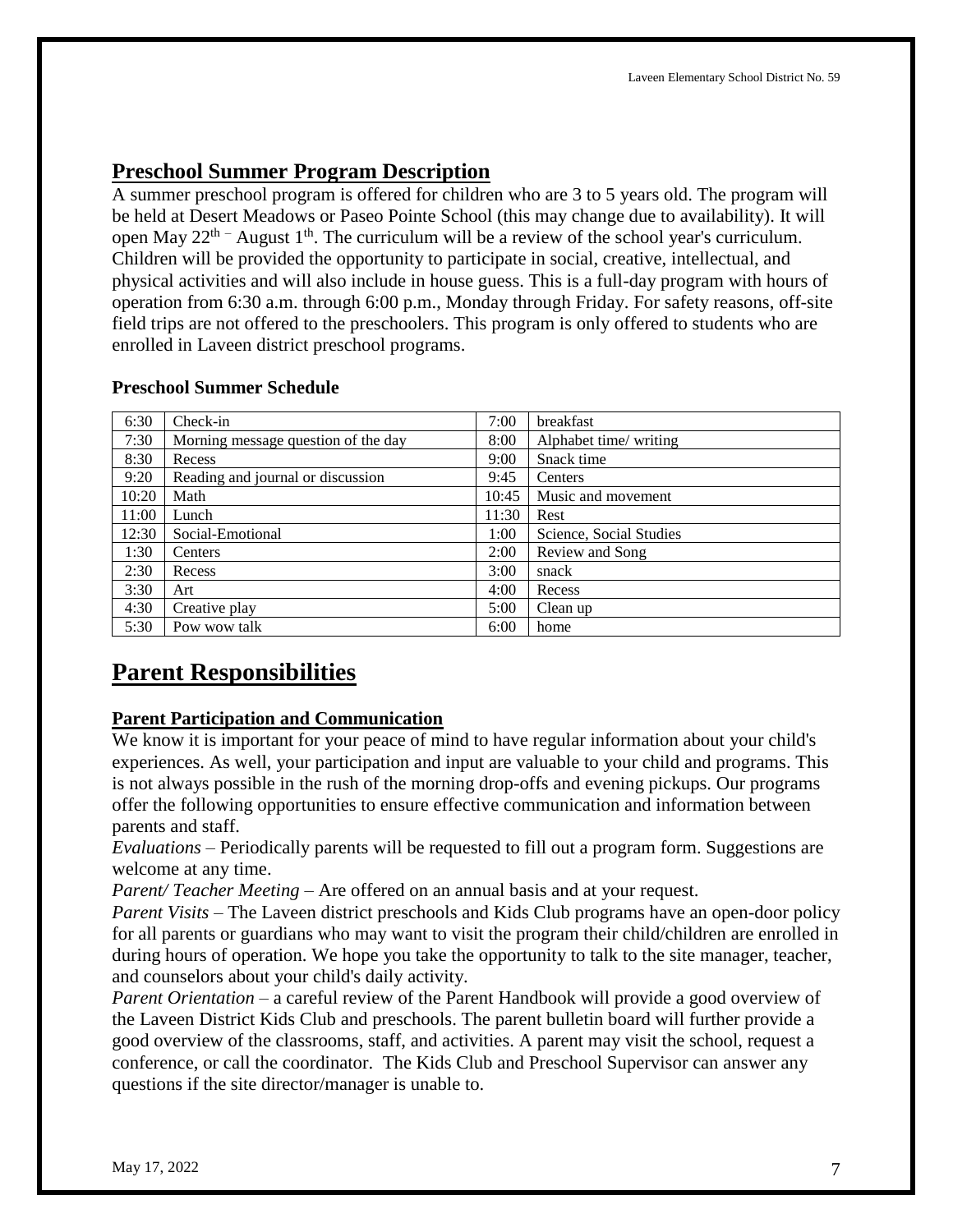## Preschool Summer Program Description

A summer preschool program is offered for children who are 3 to 5 years old. The program will be held at Desert Meadows or Paseo Pointe School (this may change due to availability). It will open May 22nd – August 1th. The curriculum will be a review of the school year's curriculum. Children will be provided the opportunity to participate in social, creative, intellectual, and physical activities and will also include in house guess. This is a full-day program with hours of operation from 6:30 a.m. through 6:00 p.m., Monday through Friday. For safety reasons, off-site field trips are not offered to the preschoolers. This program is only offered to students who are enrolled in Laveen district preschool programs.

### Preschool Summer Schedule

| Time | Activity | Time | Activity |
|---|---|---|---|
| 6:30 | Check-in | 7:00 | breakfast |
| 7:30 | Morning message question of the day | 8:00 | Alphabet time/ writing |
| 8:30 | Recess | 9:00 | Snack time |
| 9:20 | Reading and journal or discussion | 9:45 | Centers |
| 10:20 | Math | 10:45 | Music and movement |
| 11:00 | Lunch | 11:30 | Rest |
| 12:30 | Social-Emotional | 1:00 | Science, Social Studies |
| 1:30 | Centers | 2:00 | Review and Song |
| 2:30 | Recess | 3:00 | snack |
| 3:30 | Art | 4:00 | Recess |
| 4:30 | Creative play | 5:00 | Clean up |
| 5:30 | Pow wow talk | 6:00 | home |

# Parent Responsibilities

### Parent Participation and Communication

We know it is important for your peace of mind to have regular information about your child's experiences. As well, your participation and input are valuable to your child and programs. This is not always possible in the rush of the morning drop-offs and evening pickups. Our programs offer the following opportunities to ensure effective communication and information between parents and staff.

*Evaluations* – Periodically parents will be requested to fill out a program form. Suggestions are welcome at any time.

*Parent/ Teacher Meeting* – Are offered on an annual basis and at your request.

*Parent Visits* – The Laveen district preschools and Kids Club programs have an open-door policy for all parents or guardians who may want to visit the program their child/children are enrolled in during hours of operation. We hope you take the opportunity to talk to the site manager, teacher, and counselors about your child's daily activity.

*Parent Orientation* – a careful review of the Parent Handbook will provide a good overview of the Laveen District Kids Club and preschools. The parent bulletin board will further provide a good overview of the classrooms, staff, and activities. A parent may visit the school, request a conference, or call the coordinator. The Kids Club and Preschool Supervisor can answer any questions if the site director/manager is unable to.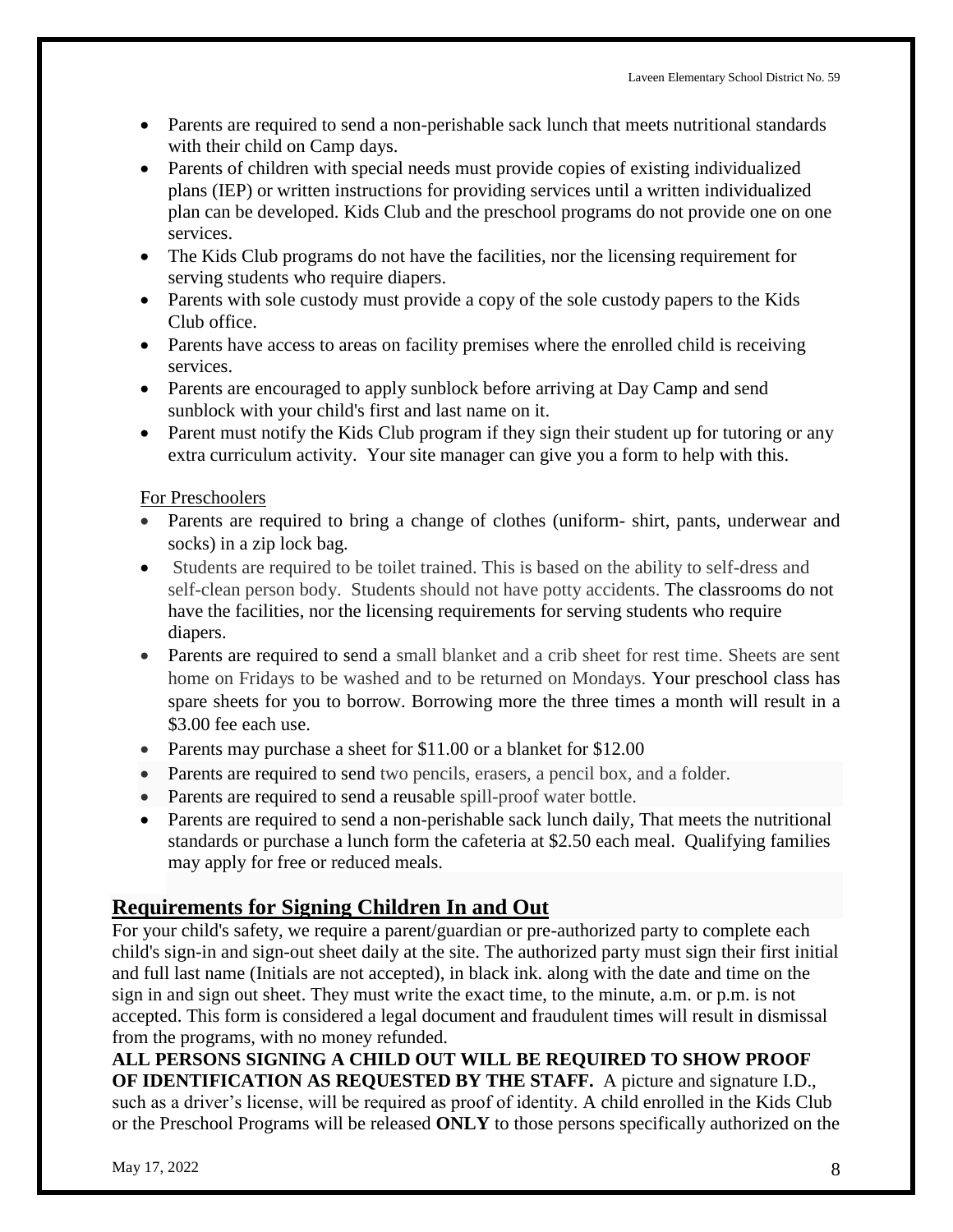- Parents are required to send a non-perishable sack lunch that meets nutritional standards with their child on Camp days.
- Parents of children with special needs must provide copies of existing individualized plans (IEP) or written instructions for providing services until a written individualized plan can be developed. Kids Club and the preschool programs do not provide one on one services.
- The Kids Club programs do not have the facilities, nor the licensing requirement for serving students who require diapers.
- Parents with sole custody must provide a copy of the sole custody papers to the Kids Club office.
- Parents have access to areas on facility premises where the enrolled child is receiving services.
- Parents are encouraged to apply sunblock before arriving at Day Camp and send sunblock with your child's first and last name on it.
- Parent must notify the Kids Club program if they sign their student up for tutoring or any extra curriculum activity. Your site manager can give you a form to help with this.

For Preschoolers

- Parents are required to bring a change of clothes (uniform- shirt, pants, underwear and socks) in a zip lock bag.
- Students are required to be toilet trained. This is based on the ability to self-dress and self-clean person body. Students should not have potty accidents. The classrooms do not have the facilities, nor the licensing requirements for serving students who require diapers.
- Parents are required to send a small blanket and a crib sheet for rest time. Sheets are sent home on Fridays to be washed and to be returned on Mondays. Your preschool class has spare sheets for you to borrow. Borrowing more the three times a month will result in a $3.00 fee each use.
- Parents may purchase a sheet for $11.00 or a blanket for $12.00
- Parents are required to send two pencils, erasers, a pencil box, and a folder.
- Parents are required to send a reusable spill-proof water bottle.
- Parents are required to send a non-perishable sack lunch daily, That meets the nutritional standards or purchase a lunch form the cafeteria at $2.50 each meal. Qualifying families may apply for free or reduced meals.

## Requirements for Signing Children In and Out

For your child's safety, we require a parent/guardian or pre-authorized party to complete each child's sign-in and sign-out sheet daily at the site. The authorized party must sign their first initial and full last name (Initials are not accepted), in black ink. along with the date and time on the sign in and sign out sheet. They must write the exact time, to the minute, a.m. or p.m. is not accepted. This form is considered a legal document and fraudulent times will result in dismissal from the programs, with no money refunded.

**ALL PERSONS SIGNING A CHILD OUT WILL BE REQUIRED TO SHOW PROOF OF IDENTIFICATION AS REQUESTED BY THE STAFF.** A picture and signature I.D., such as a driver's license, will be required as proof of identity. A child enrolled in the Kids Club or the Preschool Programs will be released **ONLY** to those persons specifically authorized on the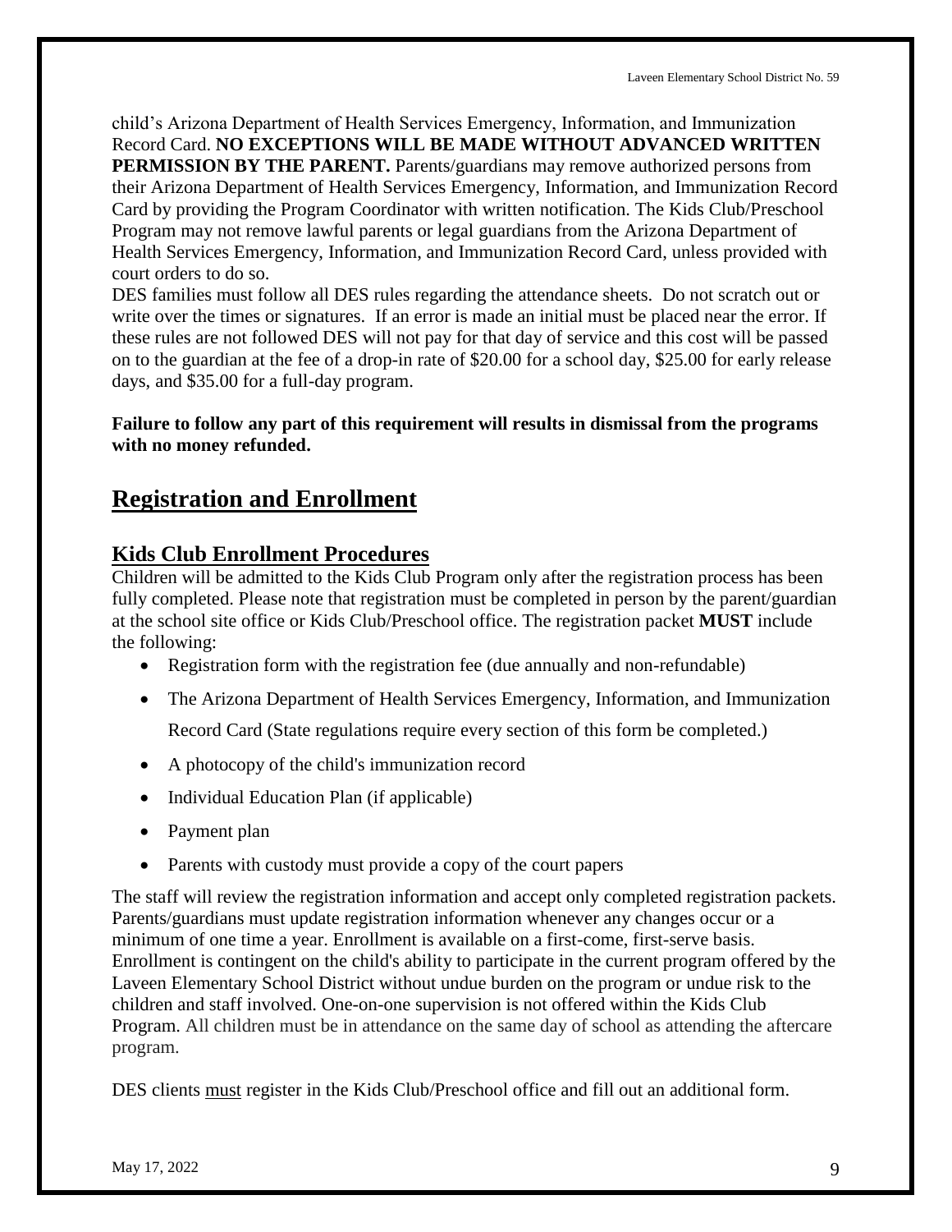child's Arizona Department of Health Services Emergency, Information, and Immunization Record Card. **NO EXCEPTIONS WILL BE MADE WITHOUT ADVANCED WRITTEN PERMISSION BY THE PARENT.** Parents/guardians may remove authorized persons from their Arizona Department of Health Services Emergency, Information, and Immunization Record Card by providing the Program Coordinator with written notification. The Kids Club/Preschool Program may not remove lawful parents or legal guardians from the Arizona Department of Health Services Emergency, Information, and Immunization Record Card, unless provided with court orders to do so.

DES families must follow all DES rules regarding the attendance sheets. Do not scratch out or write over the times or signatures. If an error is made an initial must be placed near the error. If these rules are not followed DES will not pay for that day of service and this cost will be passed on to the guardian at the fee of a drop-in rate of $20.00 for a school day, $25.00 for early release days, and $35.00 for a full-day program.

**Failure to follow any part of this requirement will results in dismissal from the programs with no money refunded.**

# Registration and Enrollment

## Kids Club Enrollment Procedures

Children will be admitted to the Kids Club Program only after the registration process has been fully completed. Please note that registration must be completed in person by the parent/guardian at the school site office or Kids Club/Preschool office. The registration packet **MUST** include the following:

- Registration form with the registration fee (due annually and non-refundable)
- The Arizona Department of Health Services Emergency, Information, and Immunization Record Card (State regulations require every section of this form be completed.)
- A photocopy of the child's immunization record
- Individual Education Plan (if applicable)
- Payment plan
- Parents with custody must provide a copy of the court papers

The staff will review the registration information and accept only completed registration packets. Parents/guardians must update registration information whenever any changes occur or a minimum of one time a year. Enrollment is available on a first-come, first-serve basis. Enrollment is contingent on the child's ability to participate in the current program offered by the Laveen Elementary School District without undue burden on the program or undue risk to the children and staff involved. One-on-one supervision is not offered within the Kids Club Program. All children must be in attendance on the same day of school as attending the aftercare program.

DES clients must register in the Kids Club/Preschool office and fill out an additional form.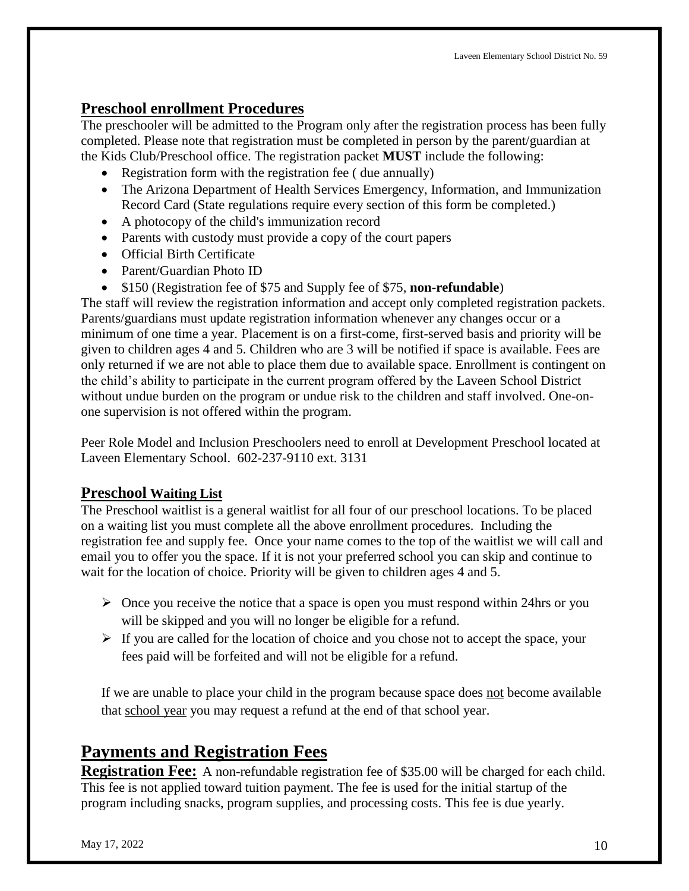## Preschool enrollment Procedures

The preschooler will be admitted to the Program only after the registration process has been fully completed. Please note that registration must be completed in person by the parent/guardian at the Kids Club/Preschool office. The registration packet **MUST** include the following:

- Registration form with the registration fee ( due annually)
- The Arizona Department of Health Services Emergency, Information, and Immunization Record Card (State regulations require every section of this form be completed.)
- A photocopy of the child's immunization record
- Parents with custody must provide a copy of the court papers
- Official Birth Certificate
- Parent/Guardian Photo ID
- $150 (Registration fee of $75 and Supply fee of $75, **non-refundable**)

The staff will review the registration information and accept only completed registration packets. Parents/guardians must update registration information whenever any changes occur or a minimum of one time a year. Placement is on a first-come, first-served basis and priority will be given to children ages 4 and 5. Children who are 3 will be notified if space is available. Fees are only returned if we are not able to place them due to available space. Enrollment is contingent on the child's ability to participate in the current program offered by the Laveen School District without undue burden on the program or undue risk to the children and staff involved. One-on-one supervision is not offered within the program.

Peer Role Model and Inclusion Preschoolers need to enroll at Development Preschool located at Laveen Elementary School. 602-237-9110 ext. 3131

## Preschool Waiting List

The Preschool waitlist is a general waitlist for all four of our preschool locations. To be placed on a waiting list you must complete all the above enrollment procedures. Including the registration fee and supply fee. Once your name comes to the top of the waitlist we will call and email you to offer you the space. If it is not your preferred school you can skip and continue to wait for the location of choice. Priority will be given to children ages 4 and 5.

- Once you receive the notice that a space is open you must respond within 24hrs or you will be skipped and you will no longer be eligible for a refund.
- If you are called for the location of choice and you chose not to accept the space, your fees paid will be forfeited and will not be eligible for a refund.

If we are unable to place your child in the program because space does not become available that school year you may request a refund at the end of that school year.

# Payments and Registration Fees

**Registration Fee:** A non-refundable registration fee of $35.00 will be charged for each child. This fee is not applied toward tuition payment. The fee is used for the initial startup of the program including snacks, program supplies, and processing costs. This fee is due yearly.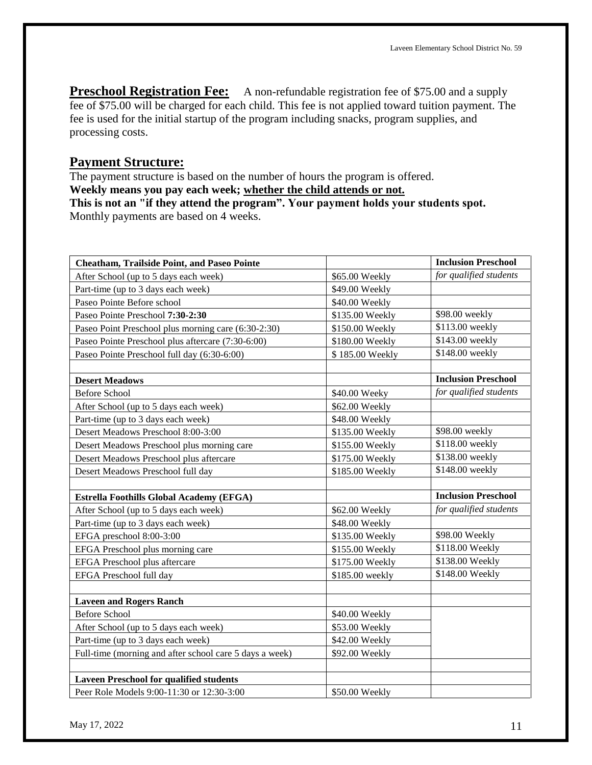**Preschool Registration Fee:** A non-refundable registration fee of $75.00 and a supply fee of $75.00 will be charged for each child. This fee is not applied toward tuition payment. The fee is used for the initial startup of the program including snacks, program supplies, and processing costs.

## Payment Structure:

The payment structure is based on the number of hours the program is offered.

**Weekly means you pay each week; whether the child attends or not.**

**This is not an "if they attend the program". Your payment holds your students spot.**

Monthly payments are based on 4 weeks.

| **Cheatham, Trailside Point, and Paseo Pointe** | | **Inclusion Preschool** |
|---|---|---|
| After School (up to 5 days each week) | $65.00 Weekly | *for qualified students* |
| Part-time (up to 3 days each week) | $49.00 Weekly | |
| Paseo Pointe Before school | $40.00 Weekly | |
| Paseo Pointe Preschool **7:30-2:30** | $135.00 Weekly | $98.00 weekly |
| Paseo Point Preschool plus morning care (6:30-2:30) | $150.00 Weekly | $113.00 weekly |
| Paseo Pointe Preschool plus aftercare (7:30-6:00) | $180.00 Weekly | $143.00 weekly |
| Paseo Pointe Preschool full day (6:30-6:00) | $ 185.00 Weekly | $148.00 weekly |
| | | |
| **Desert Meadows** | | **Inclusion Preschool** |
| Before School | $40.00 Weeky | *for qualified students* |
| After School (up to 5 days each week) | $62.00 Weekly | |
| Part-time (up to 3 days each week) | $48.00 Weekly | |
| Desert Meadows Preschool 8:00-3:00 | $135.00 Weekly | $98.00 weekly |
| Desert Meadows Preschool plus morning care | $155.00 Weekly | $118.00 weekly |
| Desert Meadows Preschool plus aftercare | $175.00 Weekly | $138.00 weekly |
| Desert Meadows Preschool full day | $185.00 Weekly | $148.00 weekly |
| | | |
| **Estrella Foothills Global Academy (EFGA)** | | **Inclusion Preschool** |
| After School (up to 5 days each week) | $62.00 Weekly | *for qualified students* |
| Part-time (up to 3 days each week) | $48.00 Weekly | |
| EFGA preschool 8:00-3:00 | $135.00 Weekly | $98.00 Weekly |
| EFGA Preschool plus morning care | $155.00 Weekly | $118.00 Weekly |
| EFGA Preschool plus aftercare | $175.00 Weekly | $138.00 Weekly |
| EFGA Preschool full day | $185.00 weekly | $148.00 Weekly |
| | | |
| **Laveen and Rogers Ranch** | | |
| Before School | $40.00 Weekly | |
| After School (up to 5 days each week) | $53.00 Weekly | |
| Part-time (up to 3 days each week) | $42.00 Weekly | |
| Full-time (morning and after school care 5 days a week) | $92.00 Weekly | |
| | | |
| **Laveen Preschool for qualified students** | | |
| Peer Role Models 9:00-11:30 or 12:30-3:00 | $50.00 Weekly | |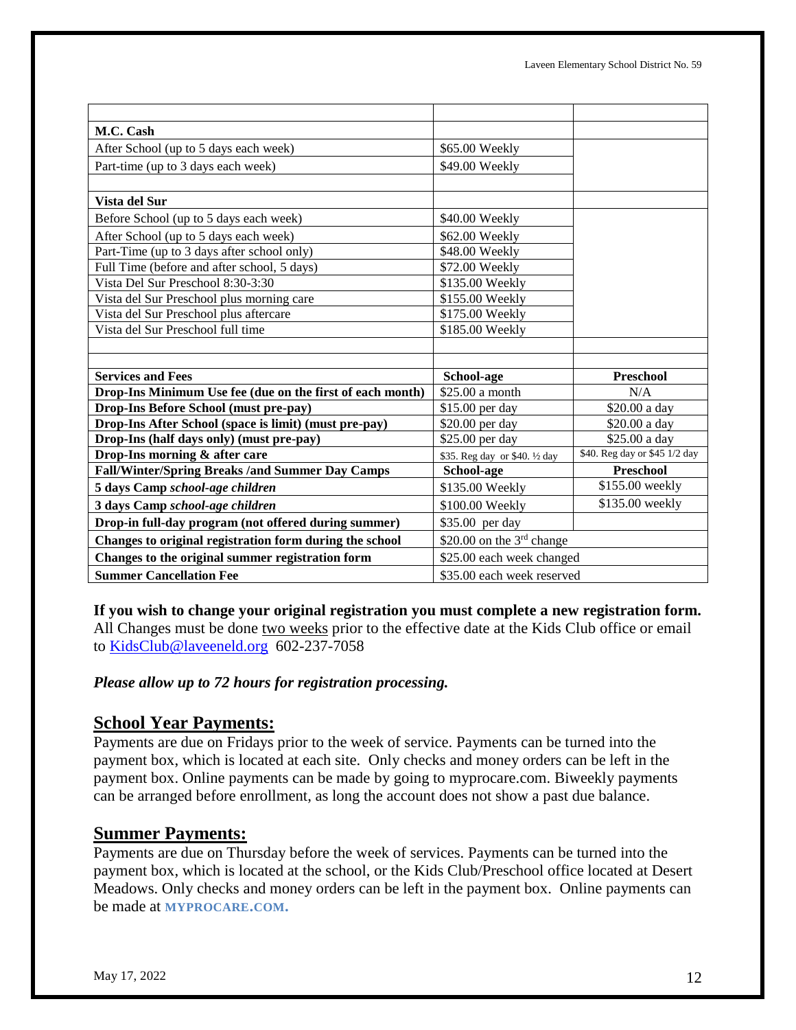| | | |
|---|---|---|
| **M.C. Cash** | | |
| After School (up to 5 days each week) | $65.00 Weekly | |
| Part-time (up to 3 days each week) | $49.00 Weekly | |
| | | |
| **Vista del Sur** | | |
| Before School (up to 5 days each week) | $40.00 Weekly | |
| After School (up to 5 days each week) | $62.00 Weekly | |
| Part-Time (up to 3 days after school only) | $48.00 Weekly | |
| Full Time (before and after school, 5 days) | $72.00 Weekly | |
| Vista Del Sur Preschool 8:30-3:30 | $135.00 Weekly | |
| Vista del Sur Preschool plus morning care | $155.00 Weekly | |
| Vista del Sur Preschool plus aftercare | $175.00 Weekly | |
| Vista del Sur Preschool full time | $185.00 Weekly | |
| | | |
| | | |
| **Services and Fees** | **School-age** | **Preschool** |
| **Drop-Ins Minimum Use fee (due on the first of each month)** | $25.00 a month | N/A |
| **Drop-Ins Before School (must pre-pay)** | $15.00 per day | $20.00 a day |
| **Drop-Ins After School (space is limit) (must pre-pay)** | $20.00 per day | $20.00 a day |
| **Drop-Ins (half days only) (must pre-pay)** | $25.00 per day | $25.00 a day |
| **Drop-Ins morning & after care** | $35. Reg day or $40. ½ day | $40. Reg day or $45 1/2 day |
| **Fall/Winter/Spring Breaks /and Summer Day Camps** | **School-age** | **Preschool** |
| **5 days Camp *school-age children*** | $135.00 Weekly | $155.00 weekly |
| **3 days Camp *school-age children*** | $100.00 Weekly | $135.00 weekly |
| **Drop-in full-day program (not offered during summer)** | $35.00 per day | |
| **Changes to original registration form during the school** | $20.00 on the 3rd change | |
| **Changes to the original summer registration form** | $25.00 each week changed | |
| **Summer Cancellation Fee** | $35.00 each week reserved | |

**If you wish to change your original registration you must complete a new registration form.** All Changes must be done two weeks prior to the effective date at the Kids Club office or email to KidsClub@laveeneld.org 602-237-7058

***Please allow up to 72 hours for registration processing.***

## School Year Payments:

Payments are due on Fridays prior to the week of service. Payments can be turned into the payment box, which is located at each site. Only checks and money orders can be left in the payment box. Online payments can be made by going to myprocare.com. Biweekly payments can be arranged before enrollment, as long the account does not show a past due balance.

## Summer Payments:

Payments are due on Thursday before the week of services. Payments can be turned into the payment box, which is located at the school, or the Kids Club/Preschool office located at Desert Meadows. Only checks and money orders can be left in the payment box. Online payments can be made at **MYPROCARE.COM.**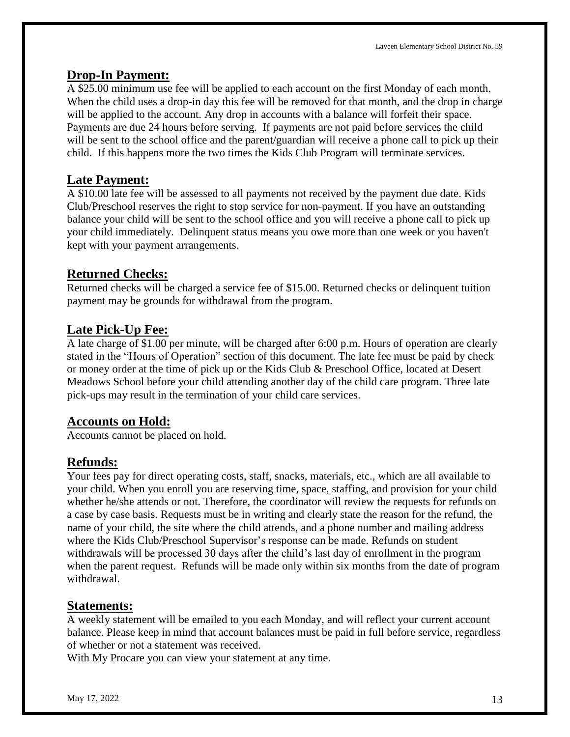## Drop-In Payment:

A $25.00 minimum use fee will be applied to each account on the first Monday of each month. When the child uses a drop-in day this fee will be removed for that month, and the drop in charge will be applied to the account. Any drop in accounts with a balance will forfeit their space. Payments are due 24 hours before serving. If payments are not paid before services the child will be sent to the school office and the parent/guardian will receive a phone call to pick up their child. If this happens more the two times the Kids Club Program will terminate services.

## Late Payment:

A $10.00 late fee will be assessed to all payments not received by the payment due date. Kids Club/Preschool reserves the right to stop service for non-payment. If you have an outstanding balance your child will be sent to the school office and you will receive a phone call to pick up your child immediately. Delinquent status means you owe more than one week or you haven't kept with your payment arrangements.

## Returned Checks:

Returned checks will be charged a service fee of $15.00. Returned checks or delinquent tuition payment may be grounds for withdrawal from the program.

## Late Pick-Up Fee:

A late charge of $1.00 per minute, will be charged after 6:00 p.m. Hours of operation are clearly stated in the "Hours of Operation" section of this document. The late fee must be paid by check or money order at the time of pick up or the Kids Club & Preschool Office, located at Desert Meadows School before your child attending another day of the child care program. Three late pick-ups may result in the termination of your child care services.

## Accounts on Hold:

Accounts cannot be placed on hold.

## Refunds:

Your fees pay for direct operating costs, staff, snacks, materials, etc., which are all available to your child. When you enroll you are reserving time, space, staffing, and provision for your child whether he/she attends or not. Therefore, the coordinator will review the requests for refunds on a case by case basis. Requests must be in writing and clearly state the reason for the refund, the name of your child, the site where the child attends, and a phone number and mailing address where the Kids Club/Preschool Supervisor's response can be made. Refunds on student withdrawals will be processed 30 days after the child's last day of enrollment in the program when the parent request. Refunds will be made only within six months from the date of program withdrawal.

## Statements:

A weekly statement will be emailed to you each Monday, and will reflect your current account balance. Please keep in mind that account balances must be paid in full before service, regardless of whether or not a statement was received.

With My Procare you can view your statement at any time.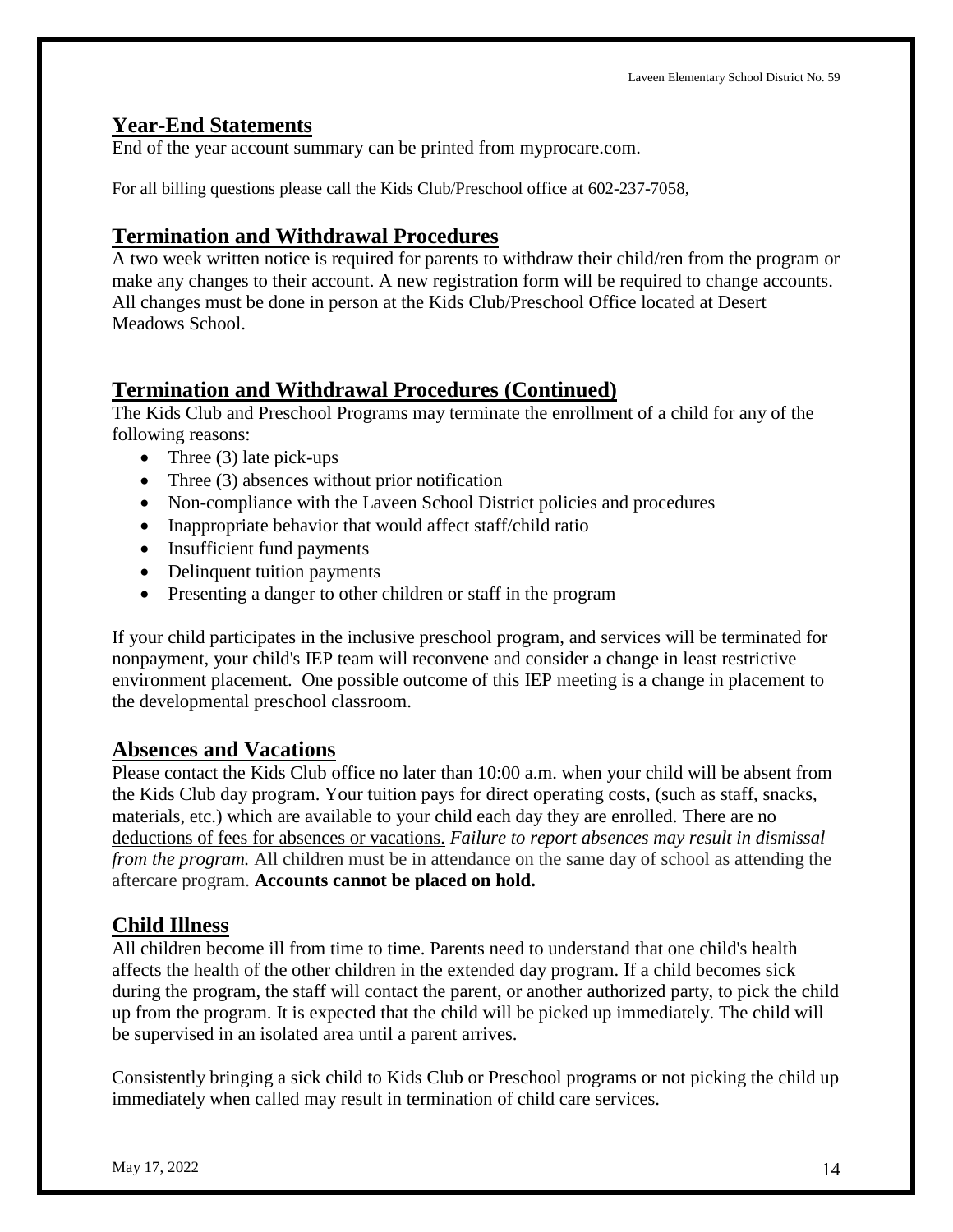## Year-End Statements

End of the year account summary can be printed from myprocare.com.

For all billing questions please call the Kids Club/Preschool office at 602-237-7058,

## Termination and Withdrawal Procedures

A two week written notice is required for parents to withdraw their child/ren from the program or make any changes to their account. A new registration form will be required to change accounts. All changes must be done in person at the Kids Club/Preschool Office located at Desert Meadows School.

## Termination and Withdrawal Procedures (Continued)

The Kids Club and Preschool Programs may terminate the enrollment of a child for any of the following reasons:

- Three (3) late pick-ups
- Three (3) absences without prior notification
- Non-compliance with the Laveen School District policies and procedures
- Inappropriate behavior that would affect staff/child ratio
- Insufficient fund payments
- Delinquent tuition payments
- Presenting a danger to other children or staff in the program

If your child participates in the inclusive preschool program, and services will be terminated for nonpayment, your child's IEP team will reconvene and consider a change in least restrictive environment placement. One possible outcome of this IEP meeting is a change in placement to the developmental preschool classroom.

## Absences and Vacations

Please contact the Kids Club office no later than 10:00 a.m. when your child will be absent from the Kids Club day program. Your tuition pays for direct operating costs, (such as staff, snacks, materials, etc.) which are available to your child each day they are enrolled. <u>There are no deductions of fees for absences or vacations.</u> *Failure to report absences may result in dismissal from the program.* All children must be in attendance on the same day of school as attending the aftercare program. **Accounts cannot be placed on hold.**

## Child Illness

All children become ill from time to time. Parents need to understand that one child's health affects the health of the other children in the extended day program. If a child becomes sick during the program, the staff will contact the parent, or another authorized party, to pick the child up from the program. It is expected that the child will be picked up immediately. The child will be supervised in an isolated area until a parent arrives.

Consistently bringing a sick child to Kids Club or Preschool programs or not picking the child up immediately when called may result in termination of child care services.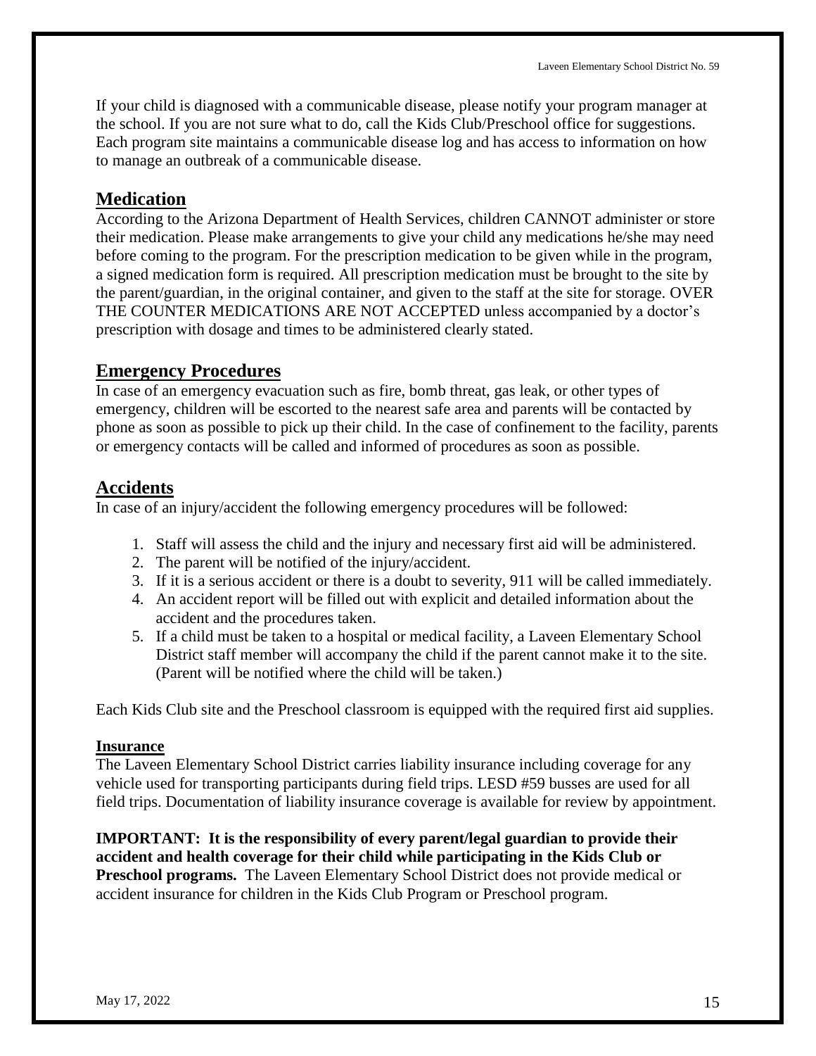If your child is diagnosed with a communicable disease, please notify your program manager at the school. If you are not sure what to do, call the Kids Club/Preschool office for suggestions. Each program site maintains a communicable disease log and has access to information on how to manage an outbreak of a communicable disease.

## Medication

According to the Arizona Department of Health Services, children CANNOT administer or store their medication. Please make arrangements to give your child any medications he/she may need before coming to the program. For the prescription medication to be given while in the program, a signed medication form is required. All prescription medication must be brought to the site by the parent/guardian, in the original container, and given to the staff at the site for storage. OVER THE COUNTER MEDICATIONS ARE NOT ACCEPTED unless accompanied by a doctor's prescription with dosage and times to be administered clearly stated.

## Emergency Procedures

In case of an emergency evacuation such as fire, bomb threat, gas leak, or other types of emergency, children will be escorted to the nearest safe area and parents will be contacted by phone as soon as possible to pick up their child. In the case of confinement to the facility, parents or emergency contacts will be called and informed of procedures as soon as possible.

## Accidents

In case of an injury/accident the following emergency procedures will be followed:

1. Staff will assess the child and the injury and necessary first aid will be administered.
2. The parent will be notified of the injury/accident.
3. If it is a serious accident or there is a doubt to severity, 911 will be called immediately.
4. An accident report will be filled out with explicit and detailed information about the accident and the procedures taken.
5. If a child must be taken to a hospital or medical facility, a Laveen Elementary School District staff member will accompany the child if the parent cannot make it to the site. (Parent will be notified where the child will be taken.)

Each Kids Club site and the Preschool classroom is equipped with the required first aid supplies.

### Insurance

The Laveen Elementary School District carries liability insurance including coverage for any vehicle used for transporting participants during field trips. LESD #59 busses are used for all field trips. Documentation of liability insurance coverage is available for review by appointment.

**IMPORTANT: It is the responsibility of every parent/legal guardian to provide their accident and health coverage for their child while participating in the Kids Club or Preschool programs.** The Laveen Elementary School District does not provide medical or accident insurance for children in the Kids Club Program or Preschool program.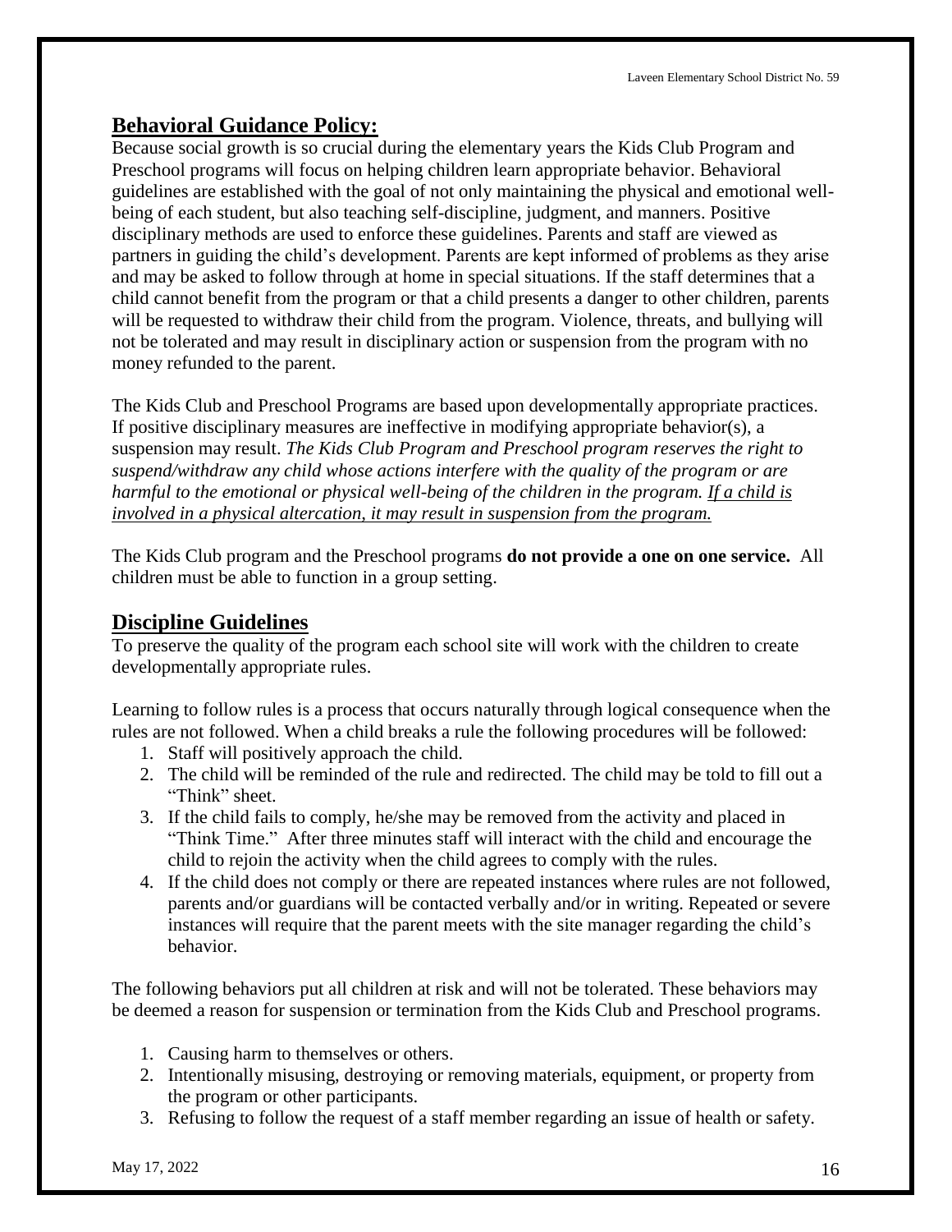## Behavioral Guidance Policy:

Because social growth is so crucial during the elementary years the Kids Club Program and Preschool programs will focus on helping children learn appropriate behavior. Behavioral guidelines are established with the goal of not only maintaining the physical and emotional well-being of each student, but also teaching self-discipline, judgment, and manners. Positive disciplinary methods are used to enforce these guidelines. Parents and staff are viewed as partners in guiding the child's development. Parents are kept informed of problems as they arise and may be asked to follow through at home in special situations. If the staff determines that a child cannot benefit from the program or that a child presents a danger to other children, parents will be requested to withdraw their child from the program. Violence, threats, and bullying will not be tolerated and may result in disciplinary action or suspension from the program with no money refunded to the parent.

The Kids Club and Preschool Programs are based upon developmentally appropriate practices. If positive disciplinary measures are ineffective in modifying appropriate behavior(s), a suspension may result. *The Kids Club Program and Preschool program reserves the right to suspend/withdraw any child whose actions interfere with the quality of the program or are harmful to the emotional or physical well-being of the children in the program. <u>If a child is involved in a physical altercation, it may result in suspension from the program.</u>*

The Kids Club program and the Preschool programs **do not provide a one on one service.** All children must be able to function in a group setting.

## Discipline Guidelines

To preserve the quality of the program each school site will work with the children to create developmentally appropriate rules.

Learning to follow rules is a process that occurs naturally through logical consequence when the rules are not followed. When a child breaks a rule the following procedures will be followed:

1. Staff will positively approach the child.
2. The child will be reminded of the rule and redirected. The child may be told to fill out a "Think" sheet.
3. If the child fails to comply, he/she may be removed from the activity and placed in "Think Time." After three minutes staff will interact with the child and encourage the child to rejoin the activity when the child agrees to comply with the rules.
4. If the child does not comply or there are repeated instances where rules are not followed, parents and/or guardians will be contacted verbally and/or in writing. Repeated or severe instances will require that the parent meets with the site manager regarding the child's behavior.

The following behaviors put all children at risk and will not be tolerated. These behaviors may be deemed a reason for suspension or termination from the Kids Club and Preschool programs.

1. Causing harm to themselves or others.
2. Intentionally misusing, destroying or removing materials, equipment, or property from the program or other participants.
3. Refusing to follow the request of a staff member regarding an issue of health or safety.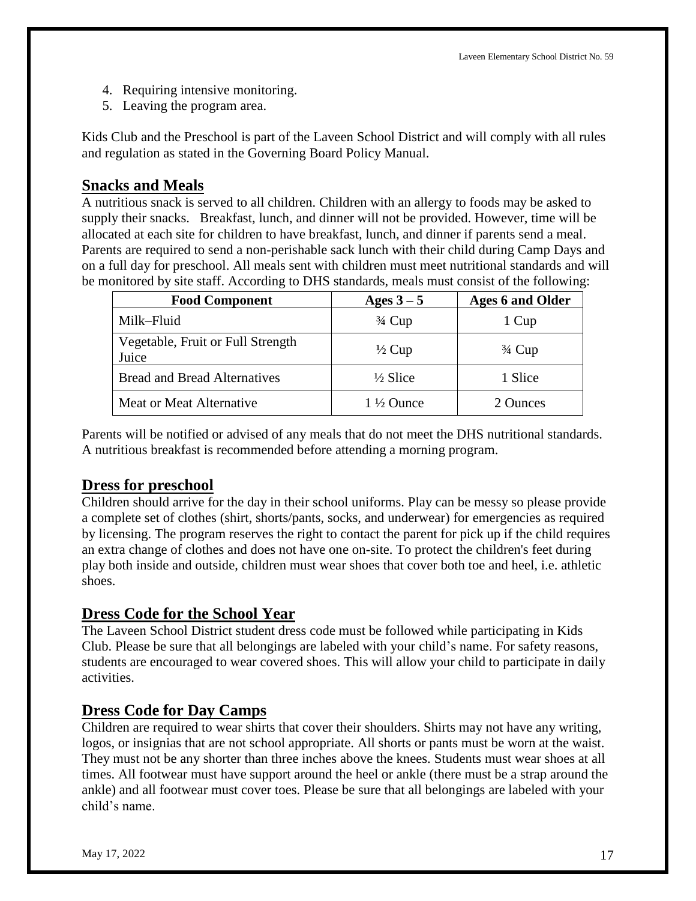4. Requiring intensive monitoring.
5. Leaving the program area.

Kids Club and the Preschool is part of the Laveen School District and will comply with all rules and regulation as stated in the Governing Board Policy Manual.

## Snacks and Meals

A nutritious snack is served to all children. Children with an allergy to foods may be asked to supply their snacks. Breakfast, lunch, and dinner will not be provided. However, time will be allocated at each site for children to have breakfast, lunch, and dinner if parents send a meal. Parents are required to send a non-perishable sack lunch with their child during Camp Days and on a full day for preschool. All meals sent with children must meet nutritional standards and will be monitored by site staff. According to DHS standards, meals must consist of the following:

| Food Component | Ages 3 – 5 | Ages 6 and Older |
|---|---|---|
| Milk–Fluid | ¾ Cup | 1 Cup |
| Vegetable, Fruit or Full Strength Juice | ½ Cup | ¾ Cup |
| Bread and Bread Alternatives | ½ Slice | 1 Slice |
| Meat or Meat Alternative | 1 ½ Ounce | 2 Ounces |

Parents will be notified or advised of any meals that do not meet the DHS nutritional standards. A nutritious breakfast is recommended before attending a morning program.

## Dress for preschool

Children should arrive for the day in their school uniforms. Play can be messy so please provide a complete set of clothes (shirt, shorts/pants, socks, and underwear) for emergencies as required by licensing. The program reserves the right to contact the parent for pick up if the child requires an extra change of clothes and does not have one on-site. To protect the children's feet during play both inside and outside, children must wear shoes that cover both toe and heel, i.e. athletic shoes.

## Dress Code for the School Year

The Laveen School District student dress code must be followed while participating in Kids Club. Please be sure that all belongings are labeled with your child's name. For safety reasons, students are encouraged to wear covered shoes. This will allow your child to participate in daily activities.

## Dress Code for Day Camps

Children are required to wear shirts that cover their shoulders. Shirts may not have any writing, logos, or insignias that are not school appropriate. All shorts or pants must be worn at the waist. They must not be any shorter than three inches above the knees. Students must wear shoes at all times. All footwear must have support around the heel or ankle (there must be a strap around the ankle) and all footwear must cover toes. Please be sure that all belongings are labeled with your child's name.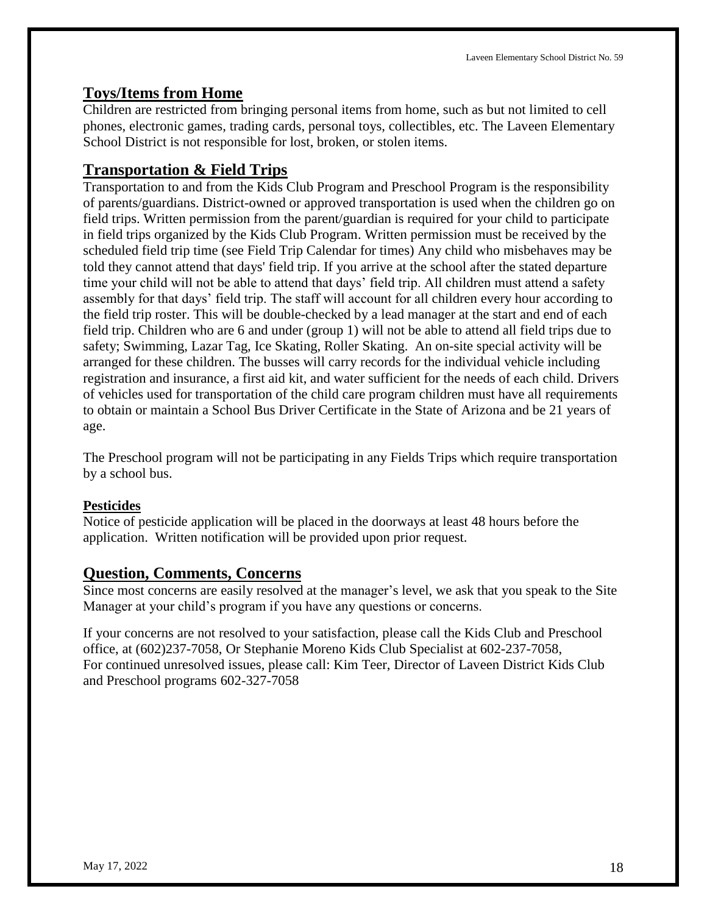## Toys/Items from Home

Children are restricted from bringing personal items from home, such as but not limited to cell phones, electronic games, trading cards, personal toys, collectibles, etc. The Laveen Elementary School District is not responsible for lost, broken, or stolen items.

## Transportation & Field Trips

Transportation to and from the Kids Club Program and Preschool Program is the responsibility of parents/guardians. District-owned or approved transportation is used when the children go on field trips. Written permission from the parent/guardian is required for your child to participate in field trips organized by the Kids Club Program. Written permission must be received by the scheduled field trip time (see Field Trip Calendar for times) Any child who misbehaves may be told they cannot attend that days' field trip. If you arrive at the school after the stated departure time your child will not be able to attend that days' field trip. All children must attend a safety assembly for that days' field trip. The staff will account for all children every hour according to the field trip roster. This will be double-checked by a lead manager at the start and end of each field trip. Children who are 6 and under (group 1) will not be able to attend all field trips due to safety; Swimming, Lazar Tag, Ice Skating, Roller Skating. An on-site special activity will be arranged for these children. The busses will carry records for the individual vehicle including registration and insurance, a first aid kit, and water sufficient for the needs of each child. Drivers of vehicles used for transportation of the child care program children must have all requirements to obtain or maintain a School Bus Driver Certificate in the State of Arizona and be 21 years of age.

The Preschool program will not be participating in any Fields Trips which require transportation by a school bus.

### Pesticides

Notice of pesticide application will be placed in the doorways at least 48 hours before the application. Written notification will be provided upon prior request.

## Question, Comments, Concerns

Since most concerns are easily resolved at the manager's level, we ask that you speak to the Site Manager at your child's program if you have any questions or concerns.

If your concerns are not resolved to your satisfaction, please call the Kids Club and Preschool office, at (602)237-7058, Or Stephanie Moreno Kids Club Specialist at 602-237-7058,
For continued unresolved issues, please call: Kim Teer, Director of Laveen District Kids Club and Preschool programs 602-327-7058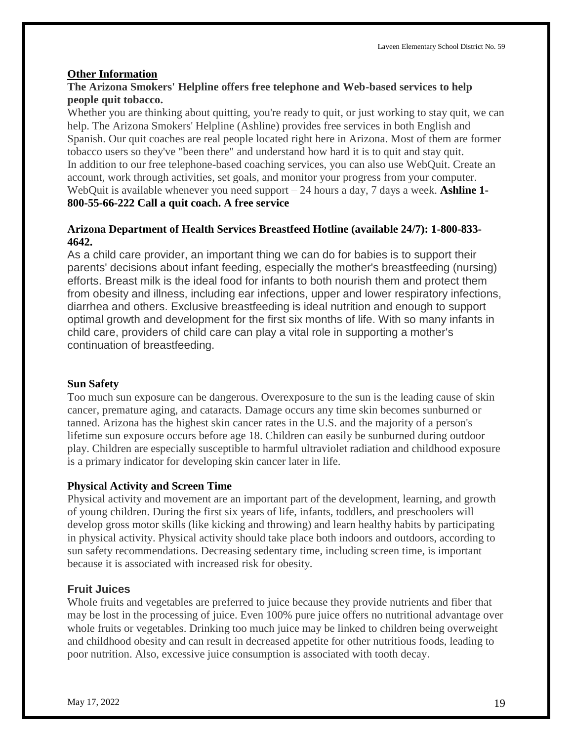## Other Information

**The Arizona Smokers' Helpline offers free telephone and Web-based services to help people quit tobacco.**

Whether you are thinking about quitting, you're ready to quit, or just working to stay quit, we can help. The Arizona Smokers' Helpline (Ashline) provides free services in both English and Spanish. Our quit coaches are real people located right here in Arizona. Most of them are former tobacco users so they've "been there" and understand how hard it is to quit and stay quit. In addition to our free telephone-based coaching services, you can also use WebQuit. Create an account, work through activities, set goals, and monitor your progress from your computer. WebQuit is available whenever you need support – 24 hours a day, 7 days a week. **Ashline 1-800-55-66-222 Call a quit coach. A free service**

**Arizona Department of Health Services Breastfeed Hotline (available 24/7): 1-800-833-4642.**

As a child care provider, an important thing we can do for babies is to support their parents' decisions about infant feeding, especially the mother's breastfeeding (nursing) efforts. Breast milk is the ideal food for infants to both nourish them and protect them from obesity and illness, including ear infections, upper and lower respiratory infections, diarrhea and others. Exclusive breastfeeding is ideal nutrition and enough to support optimal growth and development for the first six months of life. With so many infants in child care, providers of child care can play a vital role in supporting a mother's continuation of breastfeeding.

**Sun Safety**

Too much sun exposure can be dangerous. Overexposure to the sun is the leading cause of skin cancer, premature aging, and cataracts. Damage occurs any time skin becomes sunburned or tanned. Arizona has the highest skin cancer rates in the U.S. and the majority of a person's lifetime sun exposure occurs before age 18. Children can easily be sunburned during outdoor play. Children are especially susceptible to harmful ultraviolet radiation and childhood exposure is a primary indicator for developing skin cancer later in life.

**Physical Activity and Screen Time**

Physical activity and movement are an important part of the development, learning, and growth of young children. During the first six years of life, infants, toddlers, and preschoolers will develop gross motor skills (like kicking and throwing) and learn healthy habits by participating in physical activity. Physical activity should take place both indoors and outdoors, according to sun safety recommendations. Decreasing sedentary time, including screen time, is important because it is associated with increased risk for obesity.

**Fruit Juices**

Whole fruits and vegetables are preferred to juice because they provide nutrients and fiber that may be lost in the processing of juice. Even 100% pure juice offers no nutritional advantage over whole fruits or vegetables. Drinking too much juice may be linked to children being overweight and childhood obesity and can result in decreased appetite for other nutritious foods, leading to poor nutrition. Also, excessive juice consumption is associated with tooth decay.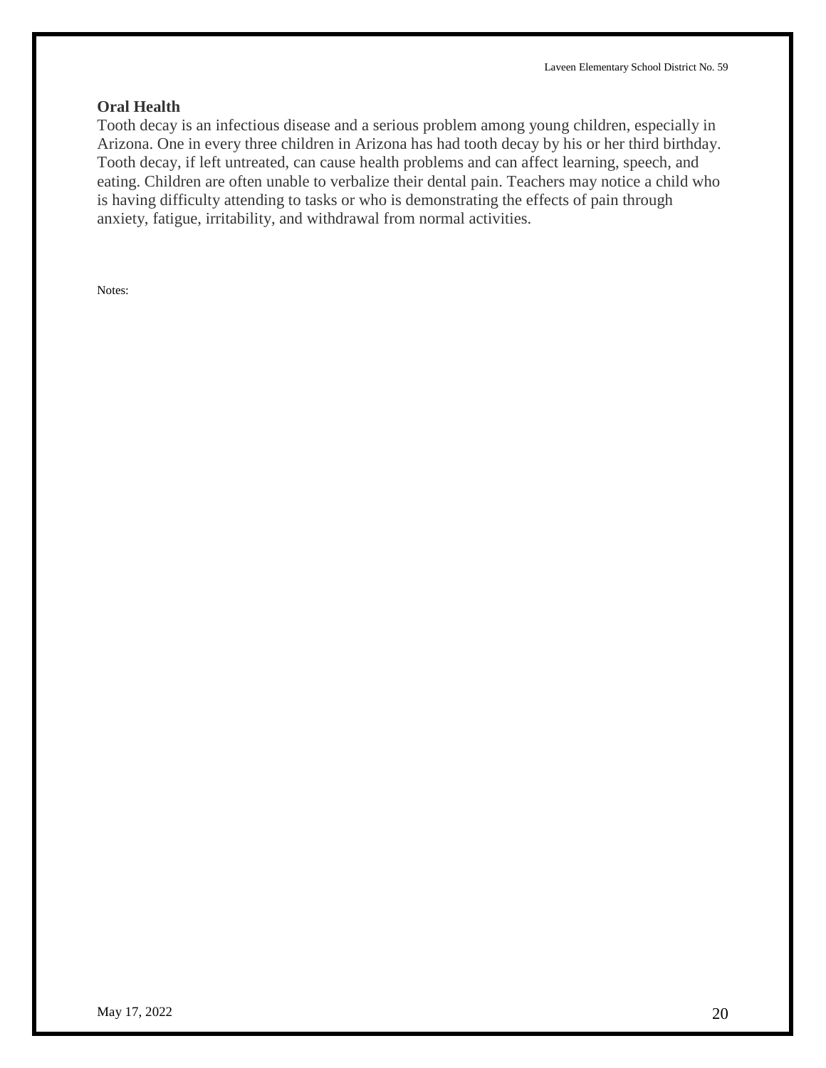**Oral Health**

Tooth decay is an infectious disease and a serious problem among young children, especially in Arizona. One in every three children in Arizona has had tooth decay by his or her third birthday. Tooth decay, if left untreated, can cause health problems and can affect learning, speech, and eating. Children are often unable to verbalize their dental pain. Teachers may notice a child who is having difficulty attending to tasks or who is demonstrating the effects of pain through anxiety, fatigue, irritability, and withdrawal from normal activities.

Notes: